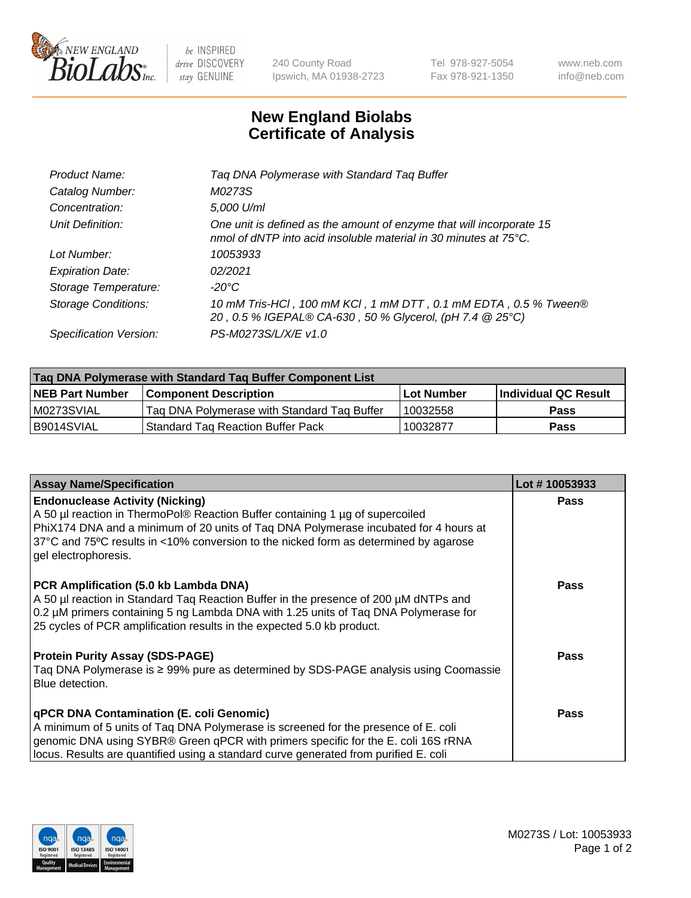# New England Biolabs Certificate of Analysis

| | |
|---|---|
| Product Name: | Taq DNA Polymerase with Standard Taq Buffer |
| Catalog Number: | M0273S |
| Concentration: | 5,000 U/ml |
| Unit Definition: | One unit is defined as the amount of enzyme that will incorporate 15 nmol of dNTP into acid insoluble material in 30 minutes at 75°C. |
| Lot Number: | 10053933 |
| Expiration Date: | 02/2021 |
| Storage Temperature: | -20°C |
| Storage Conditions: | 10 mM Tris-HCl , 100 mM KCl , 1 mM DTT , 0.1 mM EDTA , 0.5 % Tween® 20 , 0.5 % IGEPAL® CA-630 , 50 % Glycerol, (pH 7.4 @ 25°C) |
| Specification Version: | PS-M0273S/L/X/E v1.0 |

| Taq DNA Polymerase with Standard Taq Buffer Component List | | | |
|---|---|---|---|
| **NEB Part Number** | **Component Description** | **Lot Number** | **Individual QC Result** |
| M0273SVIAL | Taq DNA Polymerase with Standard Taq Buffer | 10032558 | **Pass** |
| B9014SVIAL | Standard Taq Reaction Buffer Pack | 10032877 | **Pass** |

| Assay Name/Specification | Lot # 10053933 |
|---|---|
| **Endonuclease Activity (Nicking)** A 50 µl reaction in ThermoPol® Reaction Buffer containing 1 µg of supercoiled PhiX174 DNA and a minimum of 20 units of Taq DNA Polymerase incubated for 4 hours at 37ºC and 75ºC results in <10% conversion to the nicked form as determined by agarose gel electrophoresis. | **Pass** |
| **PCR Amplification (5.0 kb Lambda DNA)** A 50 µl reaction in Standard Taq Reaction Buffer in the presence of 200 µM dNTPs and 0.2 µM primers containing 5 ng Lambda DNA with 1.25 units of Taq DNA Polymerase for 25 cycles of PCR amplification results in the expected 5.0 kb product. | **Pass** |
| **Protein Purity Assay (SDS-PAGE)** Taq DNA Polymerase is ≥ 99% pure as determined by SDS-PAGE analysis using Coomassie Blue detection. | **Pass** |
| **qPCR DNA Contamination (E. coli Genomic)** A minimum of 5 units of Taq DNA Polymerase is screened for the presence of E. coli genomic DNA using SYBR® Green qPCR with primers specific for the E. coli 16S rRNA locus. Results are quantified using a standard curve generated from purified E. coli | **Pass** |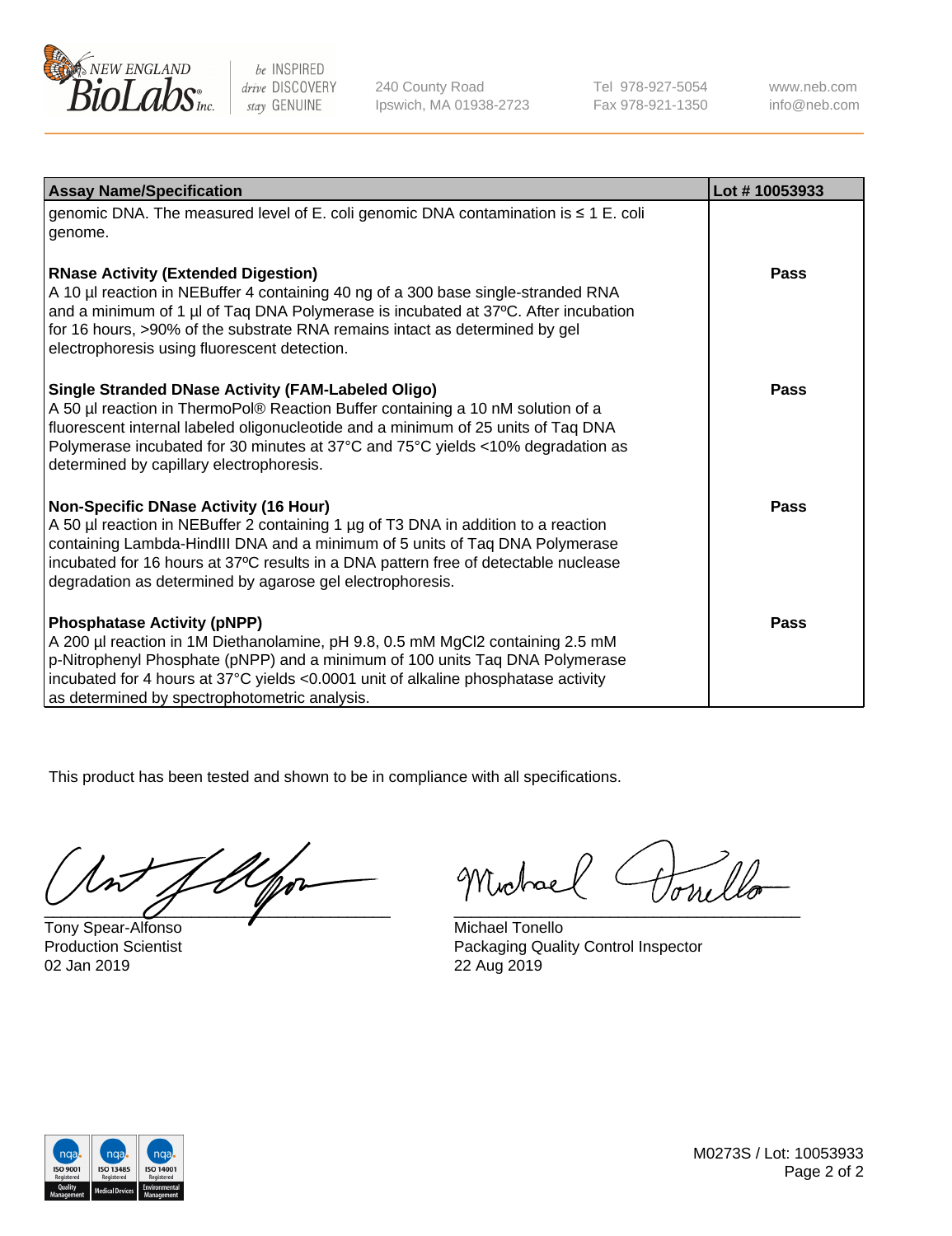| Assay Name/Specification | Lot # 10053933 |
|---|---|
| genomic DNA. The measured level of E. coli genomic DNA contamination is ≤ 1 E. coli genome. | |
| **RNase Activity (Extended Digestion)**<br>A 10 µl reaction in NEBuffer 4 containing 40 ng of a 300 base single-stranded RNA and a minimum of 1 µl of Taq DNA Polymerase is incubated at 37ºC. After incubation for 16 hours, >90% of the substrate RNA remains intact as determined by gel electrophoresis using fluorescent detection. | **Pass** |
| **Single Stranded DNase Activity (FAM-Labeled Oligo)**<br>A 50 µl reaction in ThermoPol® Reaction Buffer containing a 10 nM solution of a fluorescent internal labeled oligonucleotide and a minimum of 25 units of Taq DNA Polymerase incubated for 30 minutes at 37°C and 75°C yields <10% degradation as determined by capillary electrophoresis. | **Pass** |
| **Non-Specific DNase Activity (16 Hour)**<br>A 50 µl reaction in NEBuffer 2 containing 1 µg of T3 DNA in addition to a reaction containing Lambda-HindIII DNA and a minimum of 5 units of Taq DNA Polymerase incubated for 16 hours at 37ºC results in a DNA pattern free of detectable nuclease degradation as determined by agarose gel electrophoresis. | **Pass** |
| **Phosphatase Activity (pNPP)**<br>A 200 µl reaction in 1M Diethanolamine, pH 9.8, 0.5 mM $MgCl_2$ containing 2.5 mM p-Nitrophenyl Phosphate (pNPP) and a minimum of 100 units Taq DNA Polymerase incubated for 4 hours at 37°C yields <0.0001 unit of alkaline phosphatase activity as determined by spectrophotometric analysis. | **Pass** |

This product has been tested and shown to be in compliance with all specifications.

Tony Spear-Alfonso
Production Scientist
02 Jan 2019

Michael Tonello
Packaging Quality Control Inspector
22 Aug 2019

M0273S / Lot: 10053933